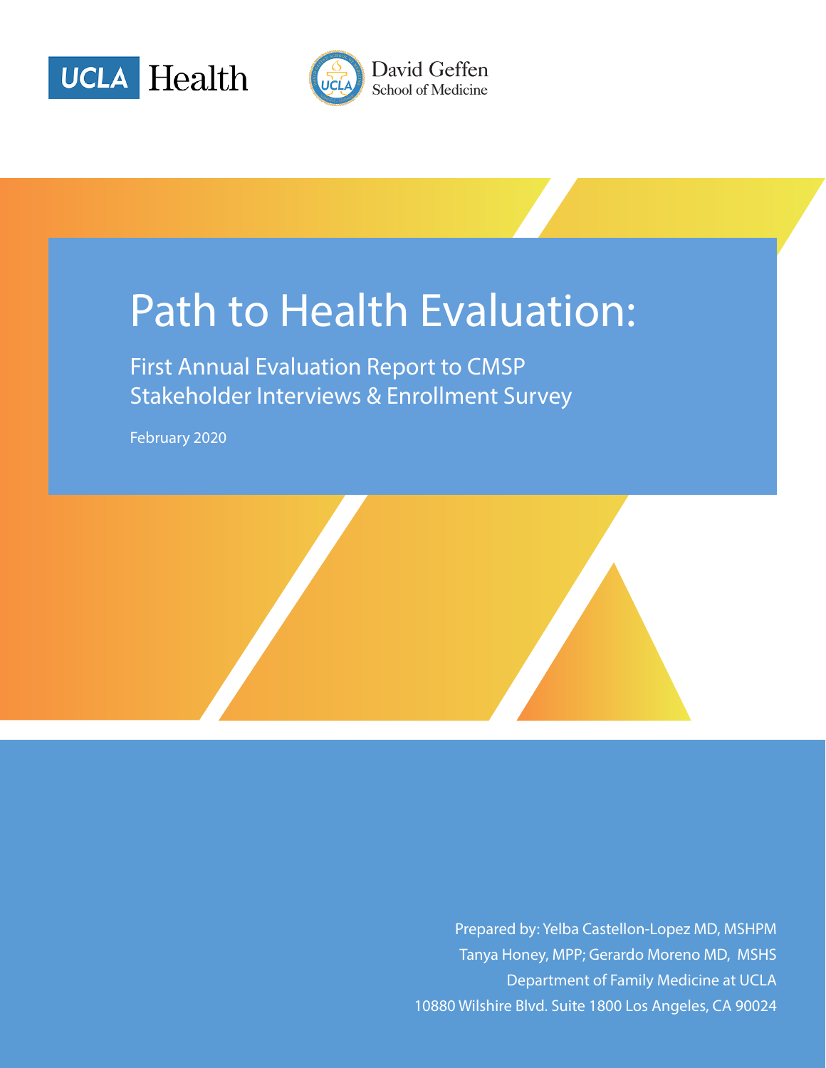UCLA Health

David Geffen School of Medicine

# Path to Health Evaluation:

## First Annual Evaluation Report to CMSP Stakeholder Interviews & Enrollment Survey

February 2020

Prepared by: Yelba Castellon-Lopez MD, MSHPM

Tanya Honey, MPP; Gerardo Moreno MD, MSHS

Department of Family Medicine at UCLA

10880 Wilshire Blvd. Suite 1800 Los Angeles, CA 90024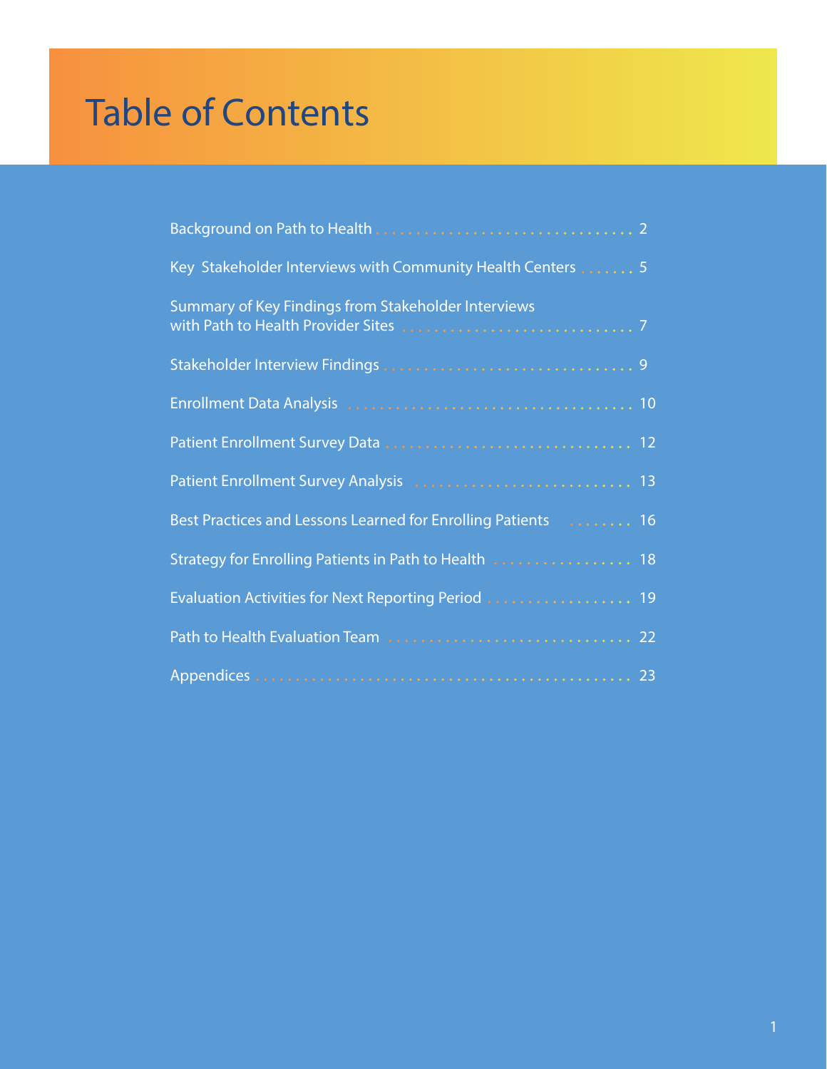# Table of Contents

Background on Path to Health . . . . . . . . . . . . . . . . . . . . . . . . . . . . . . . . 2

Key Stakeholder Interviews with Community Health Centers . . . . . . . 5

Summary of Key Findings from Stakeholder Interviews with Path to Health Provider Sites . . . . . . . . . . . . . . . . . . . . . . . . . . . . 7

Stakeholder Interview Findings . . . . . . . . . . . . . . . . . . . . . . . . . . . . . . . 9

Enrollment Data Analysis . . . . . . . . . . . . . . . . . . . . . . . . . . . . . . . . . . . . 10

Patient Enrollment Survey Data . . . . . . . . . . . . . . . . . . . . . . . . . . . . . . 12

Patient Enrollment Survey Analysis . . . . . . . . . . . . . . . . . . . . . . . . . . . 13

Best Practices and Lessons Learned for Enrolling Patients . . . . . . . . 16

Strategy for Enrolling Patients in Path to Health . . . . . . . . . . . . . . . . . 18

Evaluation Activities for Next Reporting Period . . . . . . . . . . . . . . . . . . 19

Path to Health Evaluation Team . . . . . . . . . . . . . . . . . . . . . . . . . . . . . . 22

Appendices . . . . . . . . . . . . . . . . . . . . . . . . . . . . . . . . . . . . . . . . . . . . . . 23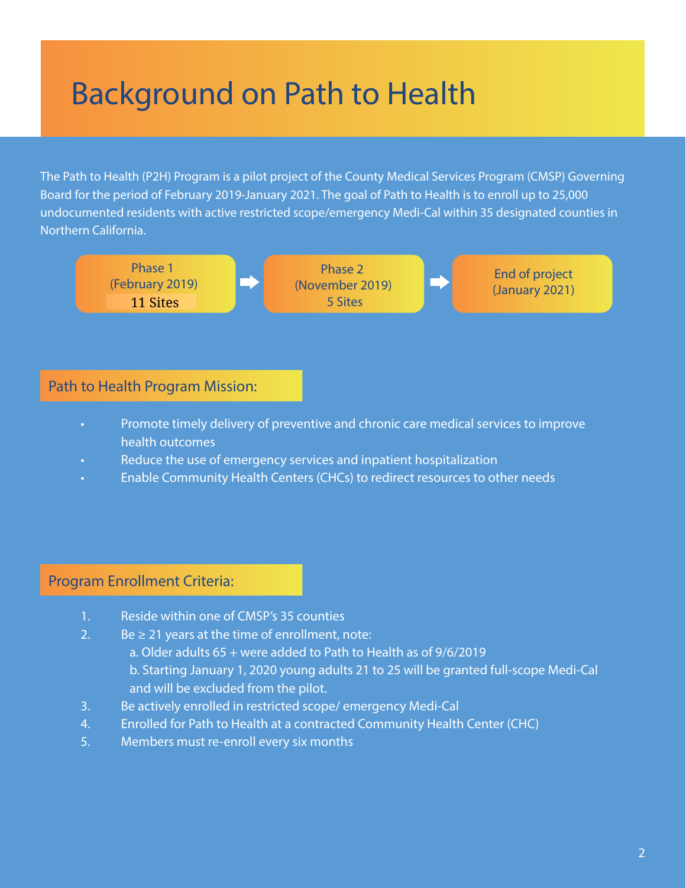# Background on Path to Health

The Path to Health (P2H) Program is a pilot project of the County Medical Services Program (CMSP) Governing Board for the period of February 2019-January 2021. The goal of Path to Health is to enroll up to 25,000 undocumented residents with active restricted scope/emergency Medi-Cal within 35 designated counties in Northern California.

Phase 1 (February 2019) 11 Sites → Phase 2 (November 2019) 5 Sites → End of project (January 2021)

## Path to Health Program Mission:

- Promote timely delivery of preventive and chronic care medical services to improve health outcomes
- Reduce the use of emergency services and inpatient hospitalization
- Enable Community Health Centers (CHCs) to redirect resources to other needs

## Program Enrollment Criteria:

1. Reside within one of CMSP's 35 counties
2. Be ≥ 21 years at the time of enrollment, note:
   a. Older adults 65 + were added to Path to Health as of 9/6/2019
   b. Starting January 1, 2020 young adults 21 to 25 will be granted full-scope Medi-Cal and will be excluded from the pilot.
3. Be actively enrolled in restricted scope/ emergency Medi-Cal
4. Enrolled for Path to Health at a contracted Community Health Center (CHC)
5. Members must re-enroll every six months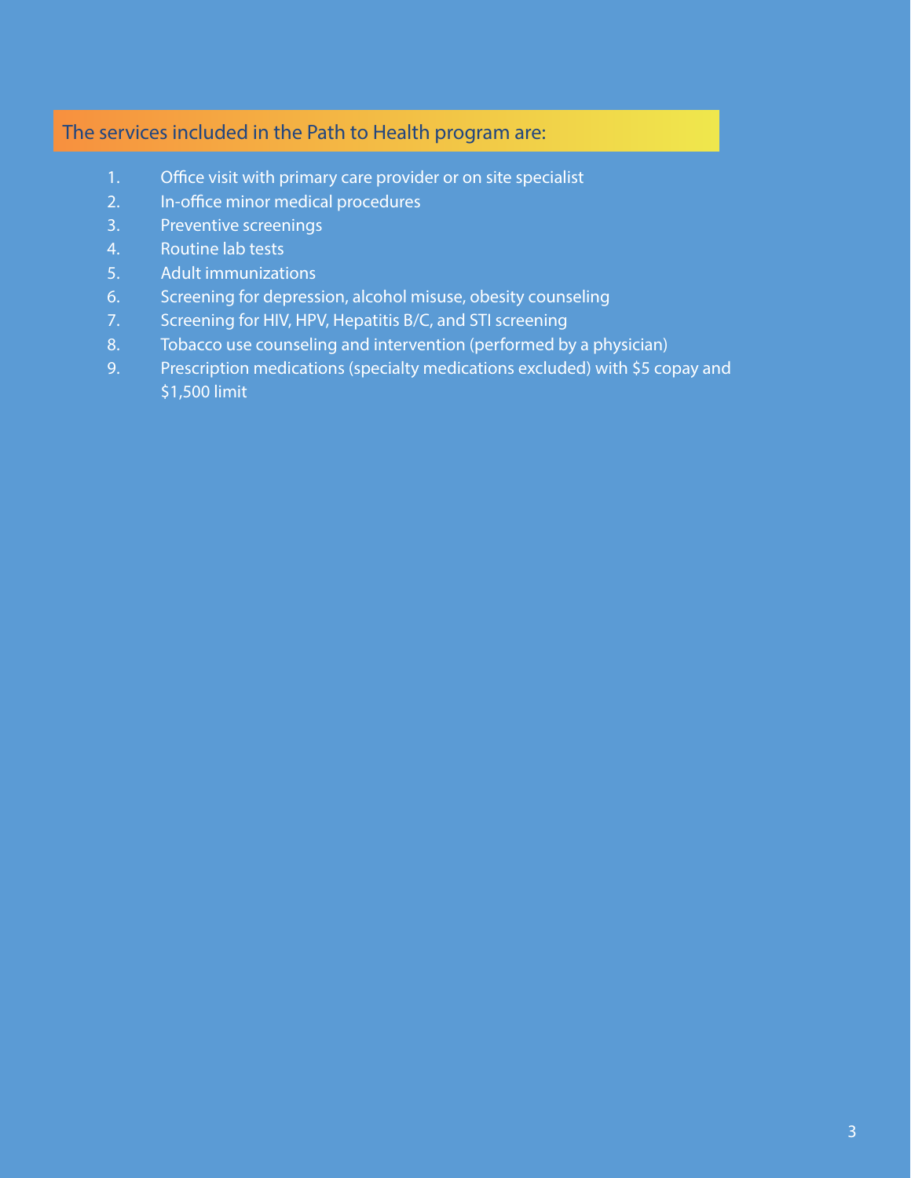## The services included in the Path to Health program are:

1. Office visit with primary care provider or on site specialist
2. In-office minor medical procedures
3. Preventive screenings
4. Routine lab tests
5. Adult immunizations
6. Screening for depression, alcohol misuse, obesity counseling
7. Screening for HIV, HPV, Hepatitis B/C, and STI screening
8. Tobacco use counseling and intervention (performed by a physician)
9. Prescription medications (specialty medications excluded) with $5 copay and $1,500 limit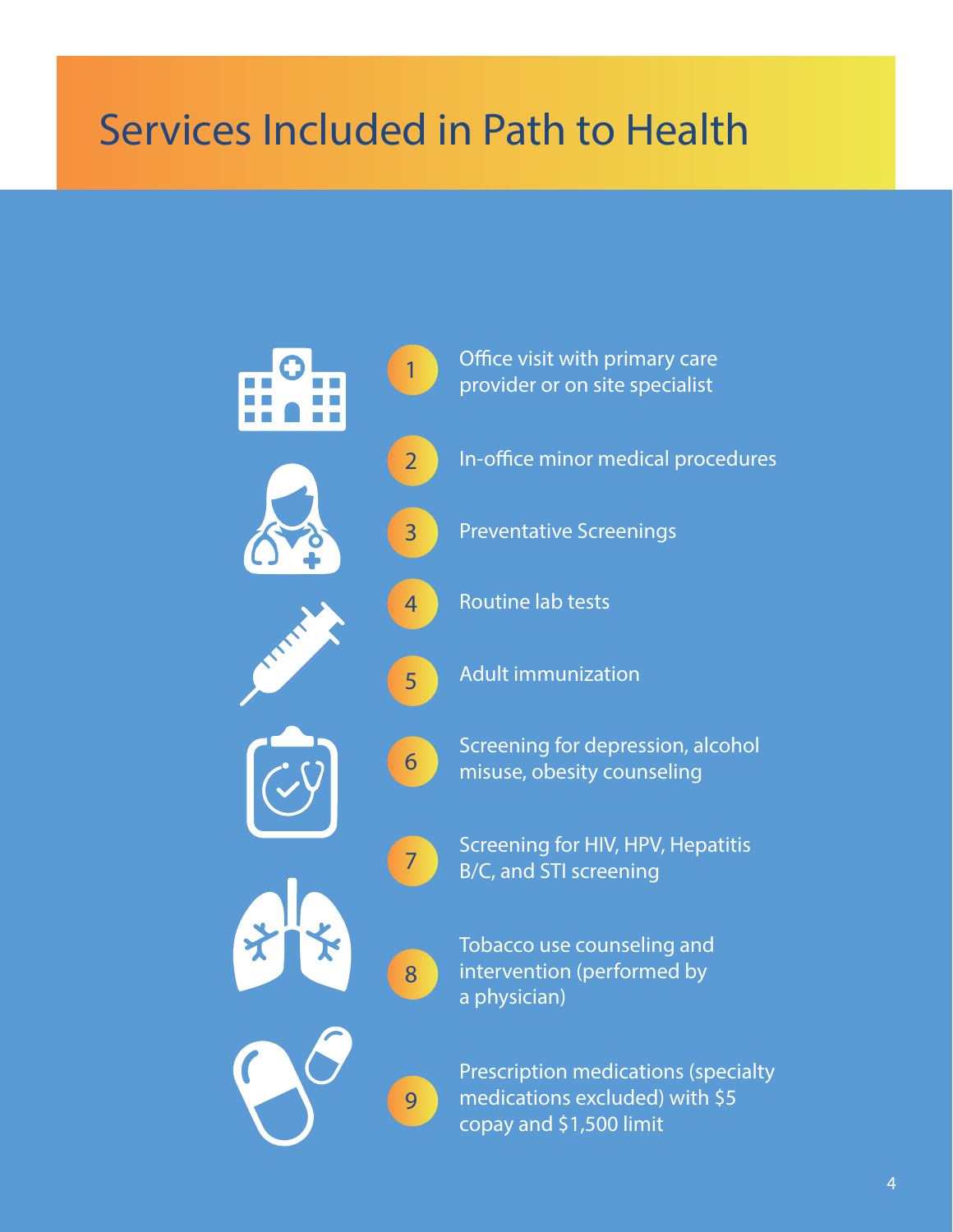# Services Included in Path to Health

1. Office visit with primary care provider or on site specialist
2. In-office minor medical procedures
3. Preventative Screenings
4. Routine lab tests
5. Adult immunization
6. Screening for depression, alcohol misuse, obesity counseling
7. Screening for HIV, HPV, Hepatitis B/C, and STI screening
8. Tobacco use counseling and intervention (performed by a physician)
9. Prescription medications (specialty medications excluded) with $5 copay and $1,500 limit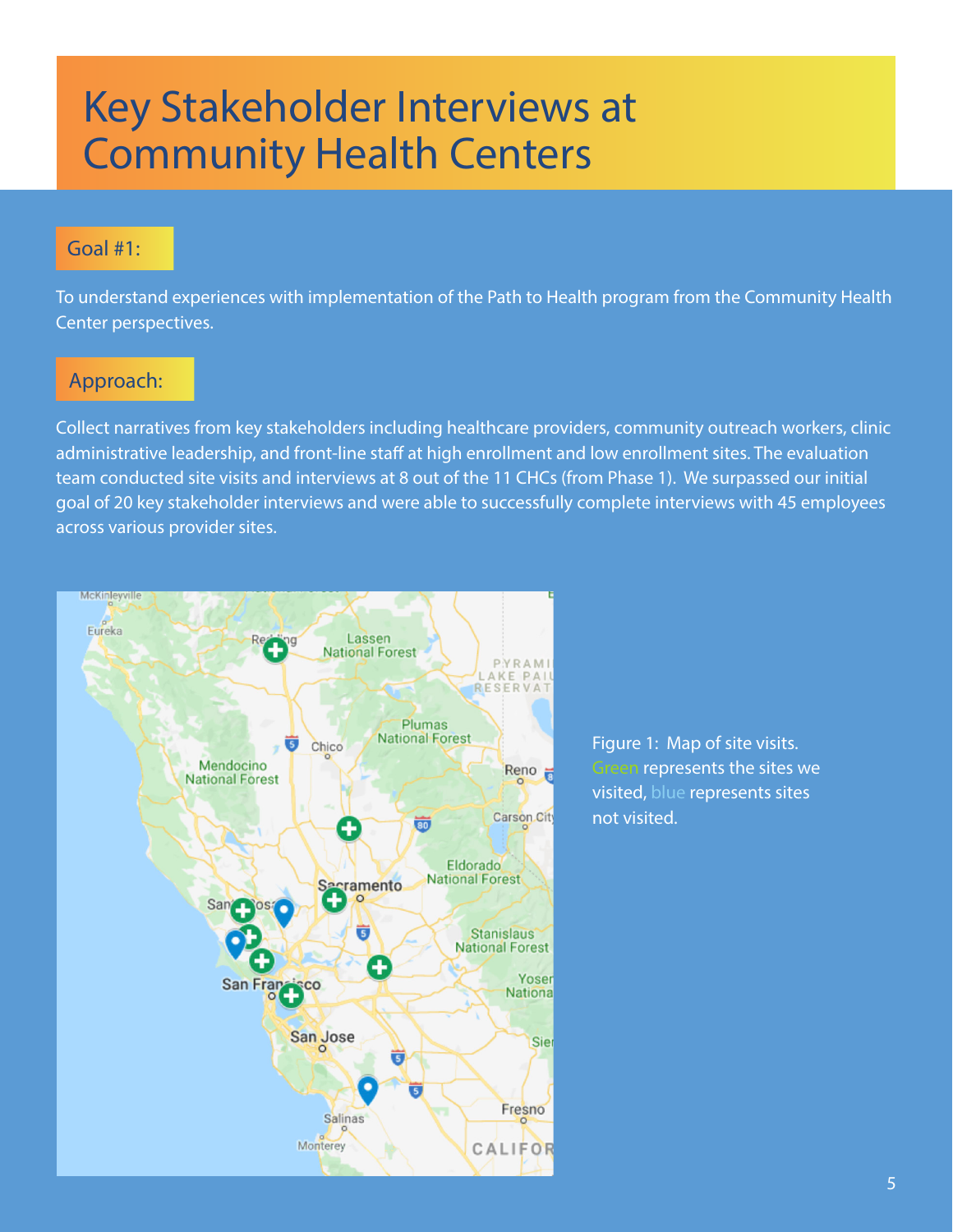# Key Stakeholder Interviews at Community Health Centers

## Goal #1:

To understand experiences with implementation of the Path to Health program from the Community Health Center perspectives.

## Approach:

Collect narratives from key stakeholders including healthcare providers, community outreach workers, clinic administrative leadership, and front-line staff at high enrollment and low enrollment sites. The evaluation team conducted site visits and interviews at 8 out of the 11 CHCs (from Phase 1). We surpassed our initial goal of 20 key stakeholder interviews and were able to successfully complete interviews with 45 employees across various provider sites.

Figure 1: Map of site visits. Green represents the sites we visited, blue represents sites not visited.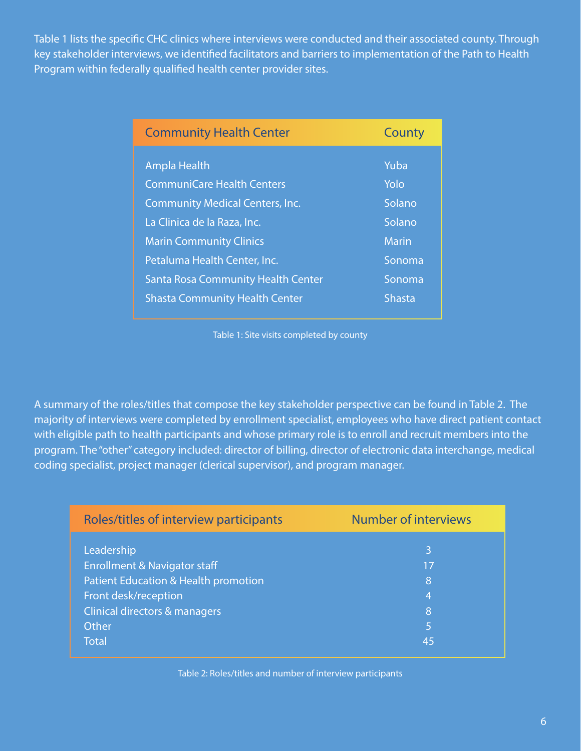Table 1 lists the specific CHC clinics where interviews were conducted and their associated county. Through key stakeholder interviews, we identified facilitators and barriers to implementation of the Path to Health Program within federally qualified health center provider sites.

| Community Health Center | County |
| --- | --- |
| Ampla Health | Yuba |
| CommuniCare Health Centers | Yolo |
| Community Medical Centers, Inc. | Solano |
| La Clinica de la Raza, Inc. | Solano |
| Marin Community Clinics | Marin |
| Petaluma Health Center, Inc. | Sonoma |
| Santa Rosa Community Health Center | Sonoma |
| Shasta Community Health Center | Shasta |

Table 1: Site visits completed by county

A summary of the roles/titles that compose the key stakeholder perspective can be found in Table 2. The majority of interviews were completed by enrollment specialist, employees who have direct patient contact with eligible path to health participants and whose primary role is to enroll and recruit members into the program. The "other" category included: director of billing, director of electronic data interchange, medical coding specialist, project manager (clerical supervisor), and program manager.

| Roles/titles of interview participants | Number of interviews |
| --- | --- |
| Leadership | 3 |
| Enrollment & Navigator staff | 17 |
| Patient Education & Health promotion | 8 |
| Front desk/reception | 4 |
| Clinical directors & managers | 8 |
| Other | 5 |
| Total | 45 |

Table 2: Roles/titles and number of interview participants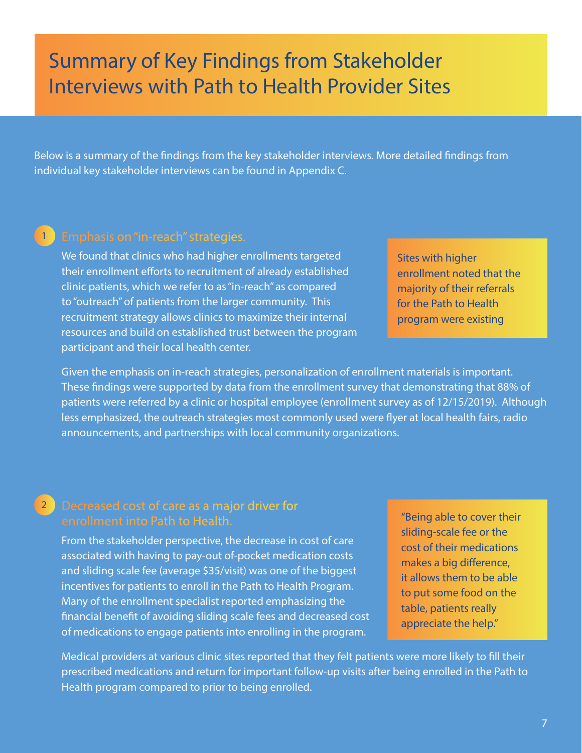# Summary of Key Findings from Stakeholder Interviews with Path to Health Provider Sites

Below is a summary of the findings from the key stakeholder interviews. More detailed findings from individual key stakeholder interviews can be found in Appendix C.

## 1 Emphasis on "in-reach" strategies.

We found that clinics who had higher enrollments targeted their enrollment efforts to recruitment of already established clinic patients, which we refer to as "in-reach" as compared to "outreach" of patients from the larger community. This recruitment strategy allows clinics to maximize their internal resources and build on established trust between the program participant and their local health center.

> Sites with higher enrollment noted that the majority of their referrals for the Path to Health program were existing

Given the emphasis on in-reach strategies, personalization of enrollment materials is important. These findings were supported by data from the enrollment survey that demonstrating that 88% of patients were referred by a clinic or hospital employee (enrollment survey as of 12/15/2019). Although less emphasized, the outreach strategies most commonly used were flyer at local health fairs, radio announcements, and partnerships with local community organizations.

## 2 Decreased cost of care as a major driver for enrollment into Path to Health.

From the stakeholder perspective, the decrease in cost of care associated with having to pay-out of-pocket medication costs and sliding scale fee (average $35/visit) was one of the biggest incentives for patients to enroll in the Path to Health Program. Many of the enrollment specialist reported emphasizing the financial benefit of avoiding sliding scale fees and decreased cost of medications to engage patients into enrolling in the program.

> "Being able to cover their sliding-scale fee or the cost of their medications makes a big difference, it allows them to be able to put some food on the table, patients really appreciate the help."

Medical providers at various clinic sites reported that they felt patients were more likely to fill their prescribed medications and return for important follow-up visits after being enrolled in the Path to Health program compared to prior to being enrolled.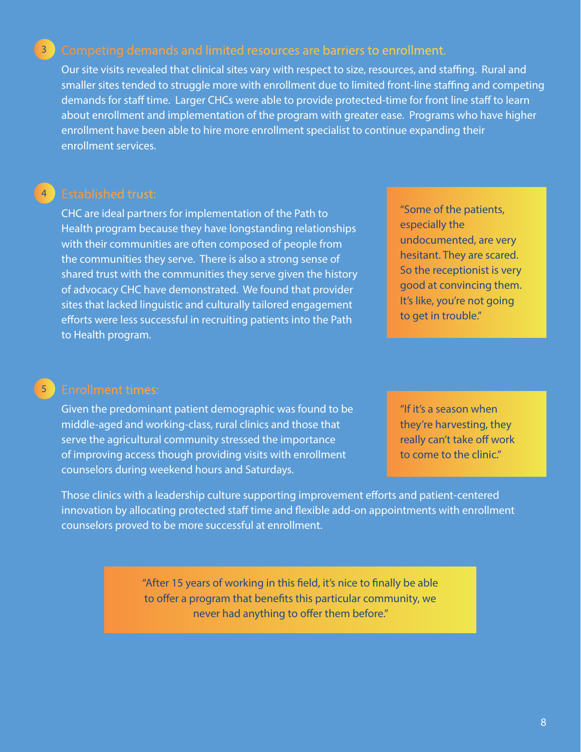## 3 Competing demands and limited resources are barriers to enrollment.

Our site visits revealed that clinical sites vary with respect to size, resources, and staffing. Rural and smaller sites tended to struggle more with enrollment due to limited front-line staffing and competing demands for staff time. Larger CHCs were able to provide protected-time for front line staff to learn about enrollment and implementation of the program with greater ease. Programs who have higher enrollment have been able to hire more enrollment specialist to continue expanding their enrollment services.

## 4 Established trust:

CHC are ideal partners for implementation of the Path to Health program because they have longstanding relationships with their communities are often composed of people from the communities they serve. There is also a strong sense of shared trust with the communities they serve given the history of advocacy CHC have demonstrated. We found that provider sites that lacked linguistic and culturally tailored engagement efforts were less successful in recruiting patients into the Path to Health program.

> "Some of the patients, especially the undocumented, are very hesitant. They are scared. So the receptionist is very good at convincing them. It's like, you're not going to get in trouble."

## 5 Enrollment times:

Given the predominant patient demographic was found to be middle-aged and working-class, rural clinics and those that serve the agricultural community stressed the importance of improving access though providing visits with enrollment counselors during weekend hours and Saturdays.

> "If it's a season when they're harvesting, they really can't take off work to come to the clinic."

Those clinics with a leadership culture supporting improvement efforts and patient-centered innovation by allocating protected staff time and flexible add-on appointments with enrollment counselors proved to be more successful at enrollment.

> "After 15 years of working in this field, it's nice to finally be able to offer a program that benefits this particular community, we never had anything to offer them before."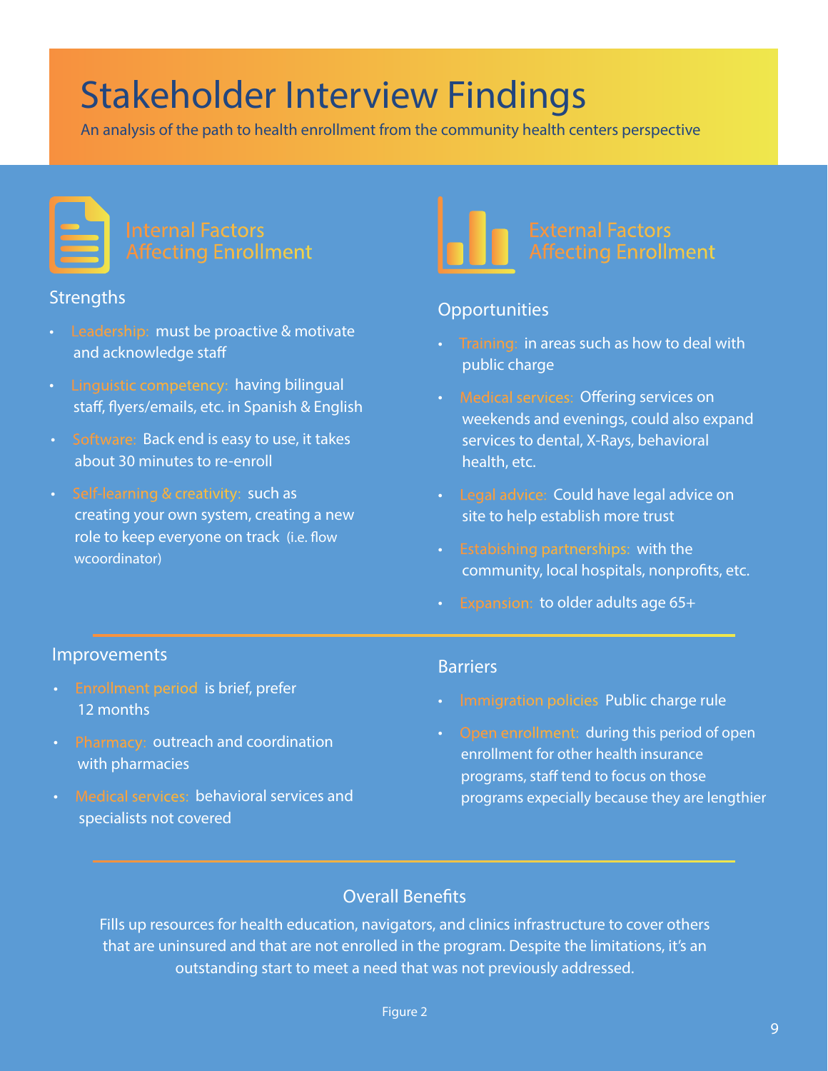# Stakeholder Interview Findings

An analysis of the path to health enrollment from the community health centers perspective

## Internal Factors Affecting Enrollment

### Strengths

- Leadership: must be proactive & motivate and acknowledge staff
- Linguistic competency: having bilingual staff, flyers/emails, etc. in Spanish & English
- Software: Back end is easy to use, it takes about 30 minutes to re-enroll
- Self-learning & creativity: such as creating your own system, creating a new role to keep everyone on track (i.e. flow wcoordinator)

### Improvements

- Enrollment period is brief, prefer 12 months
- Pharmacy: outreach and coordination with pharmacies
- Medical services: behavioral services and specialists not covered

## External Factors Affecting Enrollment

### Opportunities

- Training: in areas such as how to deal with public charge
- Medical services: Offering services on weekends and evenings, could also expand services to dental, X-Rays, behavioral health, etc.
- Legal advice: Could have legal advice on site to help establish more trust
- Estabishing partnerships: with the community, local hospitals, nonprofits, etc.
- Expansion: to older adults age 65+

### Barriers

- Immigration policies Public charge rule
- Open enrollment: during this period of open enrollment for other health insurance programs, staff tend to focus on those programs expecially because they are lengthier

## Overall Benefits

Fills up resources for health education, navigators, and clinics infrastructure to cover others that are uninsured and that are not enrolled in the program. Despite the limitations, it's an outstanding start to meet a need that was not previously addressed.

Figure 2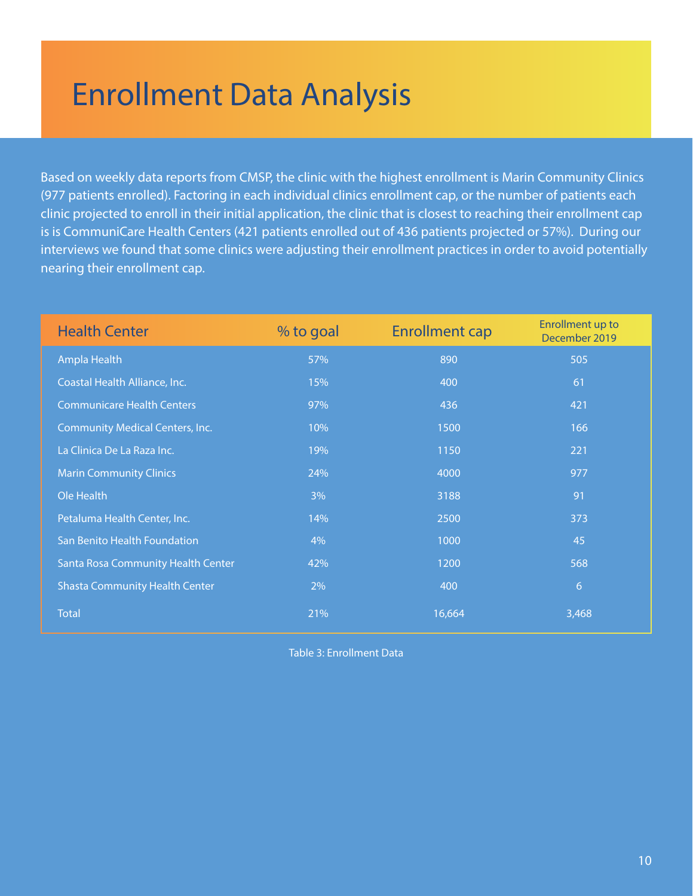# Enrollment Data Analysis

Based on weekly data reports from CMSP, the clinic with the highest enrollment is Marin Community Clinics (977 patients enrolled). Factoring in each individual clinics enrollment cap, or the number of patients each clinic projected to enroll in their initial application, the clinic that is closest to reaching their enrollment cap is is CommuniCare Health Centers (421 patients enrolled out of 436 patients projected or 57%). During our interviews we found that some clinics were adjusting their enrollment practices in order to avoid potentially nearing their enrollment cap.

| Health Center | % to goal | Enrollment cap | Enrollment up to December 2019 |
|---|---|---|---|
| Ampla Health | 57% | 890 | 505 |
| Coastal Health Alliance, Inc. | 15% | 400 | 61 |
| Communicare Health Centers | 97% | 436 | 421 |
| Community Medical Centers, Inc. | 10% | 1500 | 166 |
| La Clinica De La Raza Inc. | 19% | 1150 | 221 |
| Marin Community Clinics | 24% | 4000 | 977 |
| Ole Health | 3% | 3188 | 91 |
| Petaluma Health Center, Inc. | 14% | 2500 | 373 |
| San Benito Health Foundation | 4% | 1000 | 45 |
| Santa Rosa Community Health Center | 42% | 1200 | 568 |
| Shasta Community Health Center | 2% | 400 | 6 |
| Total | 21% | 16,664 | 3,468 |

Table 3: Enrollment Data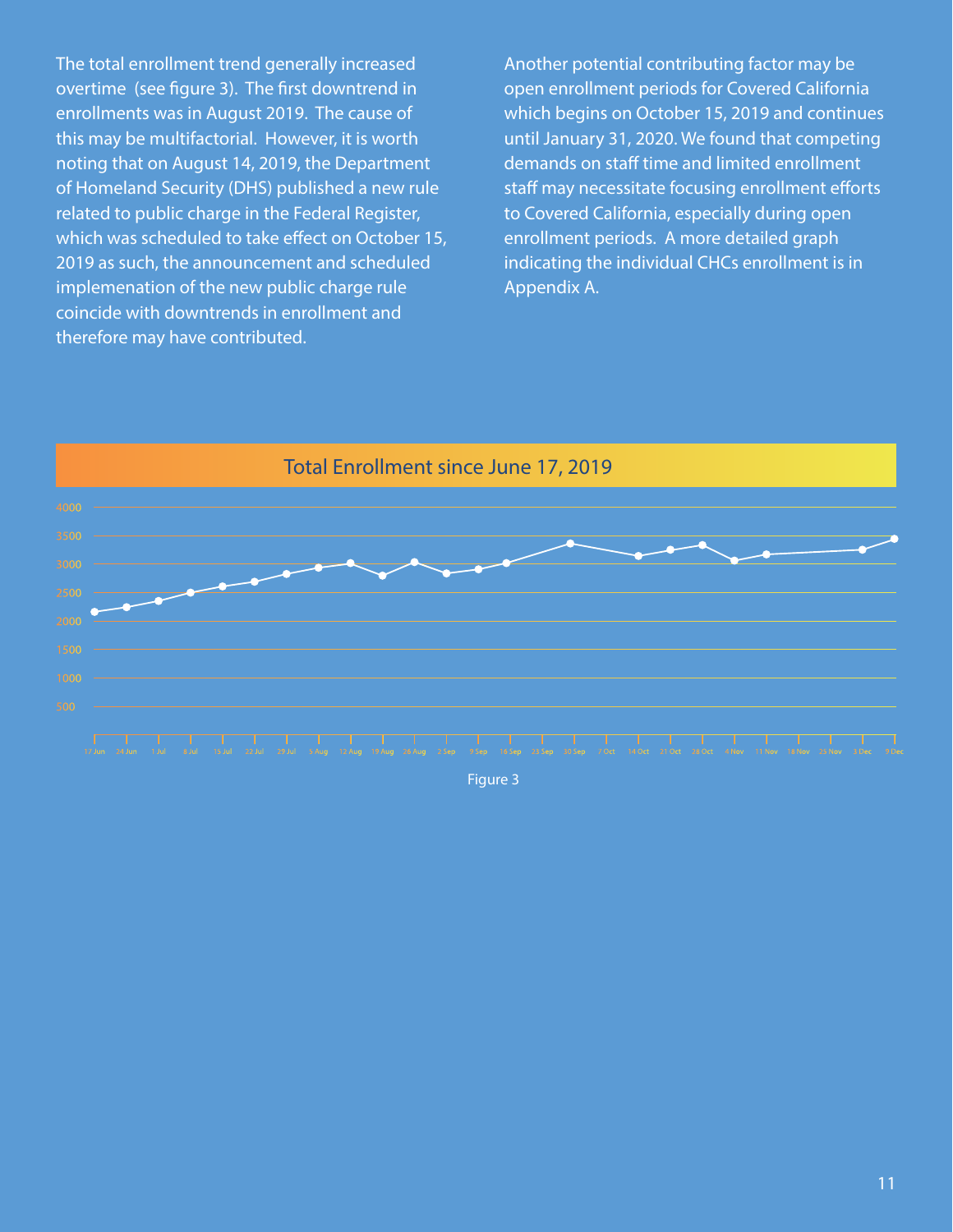The total enrollment trend generally increased overtime (see figure 3). The first downtrend in enrollments was in August 2019. The cause of this may be multifactorial. However, it is worth noting that on August 14, 2019, the Department of Homeland Security (DHS) published a new rule related to public charge in the Federal Register, which was scheduled to take effect on October 15, 2019 as such, the announcement and scheduled implemenation of the new public charge rule coincide with downtrends in enrollment and therefore may have contributed.

Another potential contributing factor may be open enrollment periods for Covered California which begins on October 15, 2019 and continues until January 31, 2020. We found that competing demands on staff time and limited enrollment staff may necessitate focusing enrollment efforts to Covered California, especially during open enrollment periods. A more detailed graph indicating the individual CHCs enrollment is in Appendix A.

Total Enrollment since June 17, 2019

Figure 3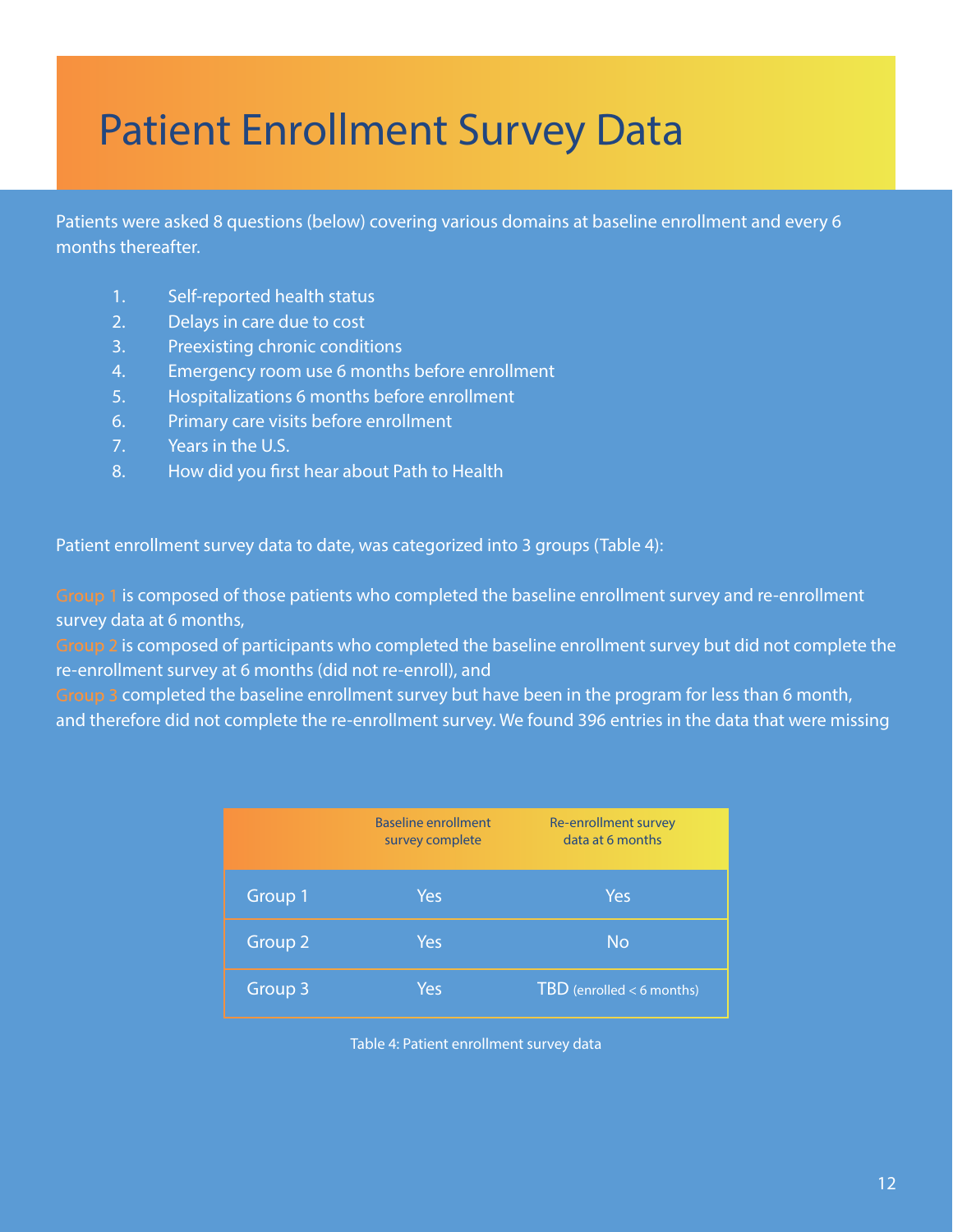# Patient Enrollment Survey Data

Patients were asked 8 questions (below) covering various domains at baseline enrollment and every 6 months thereafter.

1. Self-reported health status
2. Delays in care due to cost
3. Preexisting chronic conditions
4. Emergency room use 6 months before enrollment
5. Hospitalizations 6 months before enrollment
6. Primary care visits before enrollment
7. Years in the U.S.
8. How did you first hear about Path to Health

Patient enrollment survey data to date, was categorized into 3 groups (Table 4):

Group 1 is composed of those patients who completed the baseline enrollment survey and re-enrollment survey data at 6 months,
Group 2 is composed of participants who completed the baseline enrollment survey but did not complete the re-enrollment survey at 6 months (did not re-enroll), and
Group 3 completed the baseline enrollment survey but have been in the program for less than 6 month, and therefore did not complete the re-enrollment survey. We found 396 entries in the data that were missing

| | Baseline enrollment survey complete | Re-enrollment survey data at 6 months |
|---|---|---|
| Group 1 | Yes | Yes |
| Group 2 | Yes | No |
| Group 3 | Yes | TBD (enrolled < 6 months) |

Table 4: Patient enrollment survey data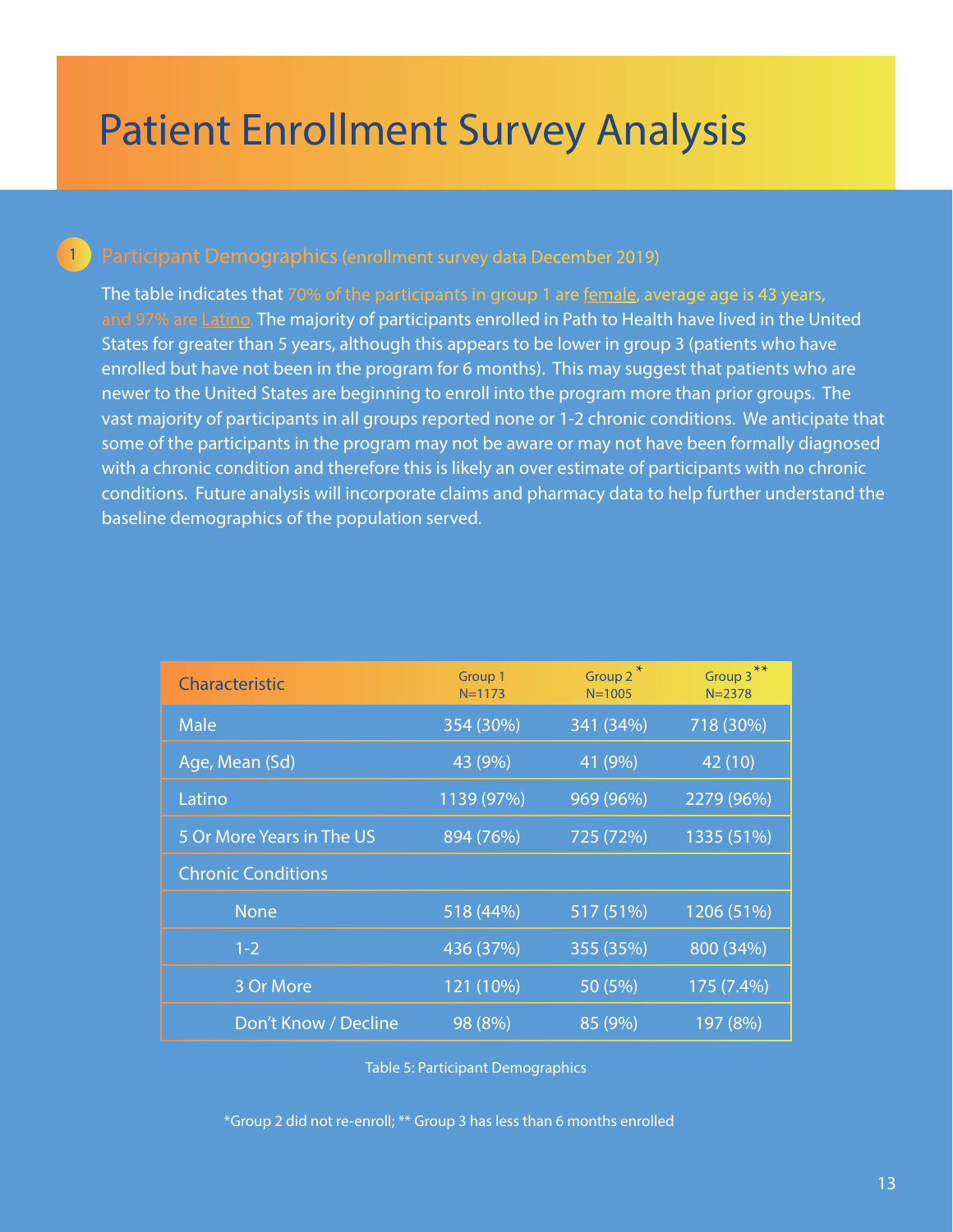# Patient Enrollment Survey Analysis

## 1 Participant Demographics (enrollment survey data December 2019)

The table indicates that 70% of the participants in group 1 are female, average age is 43 years, and 97% are Latino. The majority of participants enrolled in Path to Health have lived in the United States for greater than 5 years, although this appears to be lower in group 3 (patients who have enrolled but have not been in the program for 6 months). This may suggest that patients who are newer to the United States are beginning to enroll into the program more than prior groups. The vast majority of participants in all groups reported none or 1-2 chronic conditions. We anticipate that some of the participants in the program may not be aware or may not have been formally diagnosed with a chronic condition and therefore this is likely an over estimate of participants with no chronic conditions. Future analysis will incorporate claims and pharmacy data to help further understand the baseline demographics of the population served.

| Characteristic | Group 1 N=1173 | Group 2* N=1005 | Group 3** N=2378 |
|---|---|---|---|
| Male | 354 (30%) | 341 (34%) | 718 (30%) |
| Age, Mean (Sd) | 43 (9%) | 41 (9%) | 42 (10) |
| Latino | 1139 (97%) | 969 (96%) | 2279 (96%) |
| 5 Or More Years in The US | 894 (76%) | 725 (72%) | 1335 (51%) |
| Chronic Conditions | | | |
| None | 518 (44%) | 517 (51%) | 1206 (51%) |
| 1-2 | 436 (37%) | 355 (35%) | 800 (34%) |
| 3 Or More | 121 (10%) | 50 (5%) | 175 (7.4%) |
| Don't Know / Decline | 98 (8%) | 85 (9%) | 197 (8%) |

Table 5: Participant Demographics

*Group 2 did not re-enroll; ** Group 3 has less than 6 months enrolled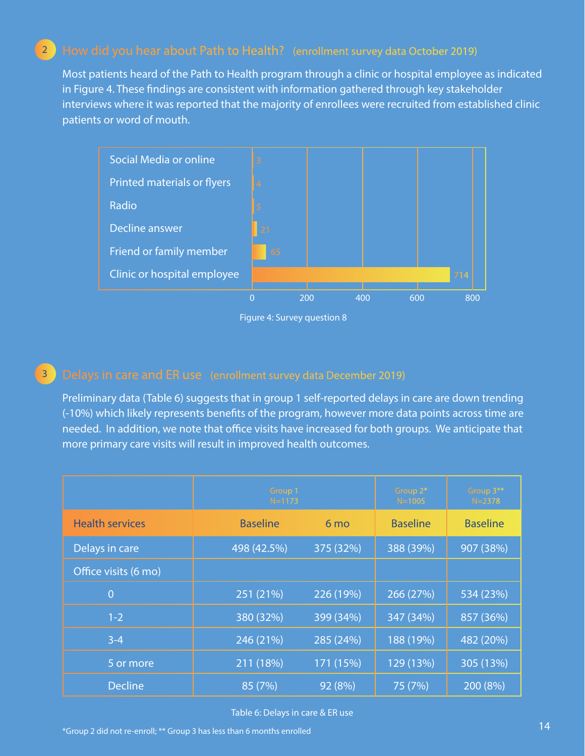## 2 How did you hear about Path to Health? (enrollment survey data October 2019)

Most patients heard of the Path to Health program through a clinic or hospital employee as indicated in Figure 4. These findings are consistent with information gathered through key stakeholder interviews where it was reported that the majority of enrollees were recruited from established clinic patients or word of mouth.

| Response | Count |
|---|---|
| Social Media or online | 3 |
| Printed materials or flyers | 4 |
| Radio | 5 |
| Decline answer | 21 |
| Friend or family member | 65 |
| Clinic or hospital employee | 714 |

Figure 4: Survey question 8

## 3 Delays in care and ER use (enrollment survey data December 2019)

Preliminary data (Table 6) suggests that in group 1 self-reported delays in care are down trending (-10%) which likely represents benefits of the program, however more data points across time are needed. In addition, we note that office visits have increased for both groups. We anticipate that more primary care visits will result in improved health outcomes.

| | Group 1 N=1173 | | Group 2* N=1005 | Group 3** N=2378 |
|---|---|---|---|---|
| Health services | Baseline | 6 mo | Baseline | Baseline |
| Delays in care | 498 (42.5%) | 375 (32%) | 388 (39%) | 907 (38%) |
| Office visits (6 mo) | | | | |
| 0 | 251 (21%) | 226 (19%) | 266 (27%) | 534 (23%) |
| 1-2 | 380 (32%) | 399 (34%) | 347 (34%) | 857 (36%) |
| 3-4 | 246 (21%) | 285 (24%) | 188 (19%) | 482 (20%) |
| 5 or more | 211 (18%) | 171 (15%) | 129 (13%) | 305 (13%) |
| Decline | 85 (7%) | 92 (8%) | 75 (7%) | 200 (8%) |

Table 6: Delays in care & ER use

*Group 2 did not re-enroll; ** Group 3 has less than 6 months enrolled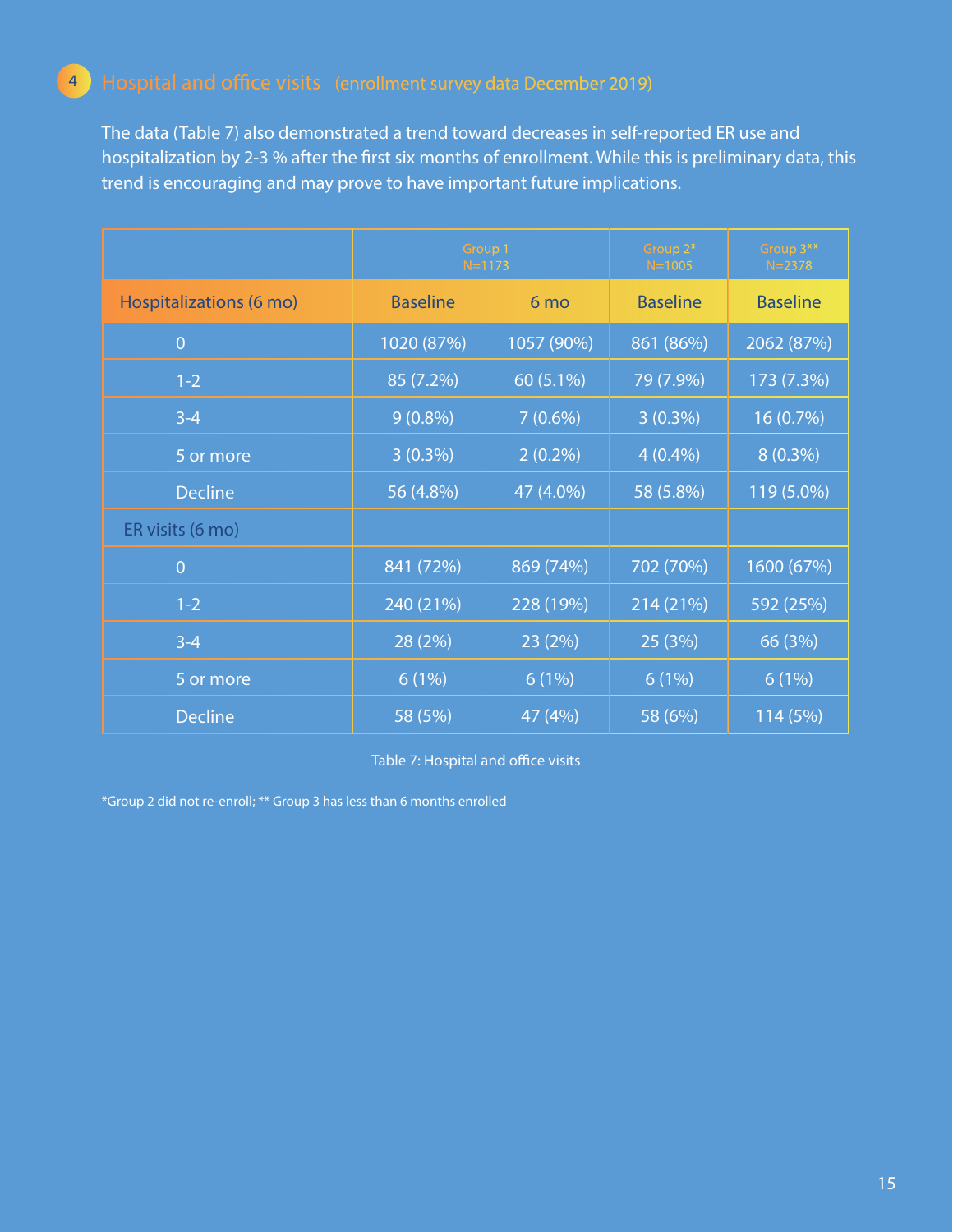## 4 Hospital and office visits (enrollment survey data December 2019)

The data (Table 7) also demonstrated a trend toward decreases in self-reported ER use and hospitalization by 2-3 % after the first six months of enrollment. While this is preliminary data, this trend is encouraging and may prove to have important future implications.

| | Group 1 N=1173 | | Group 2* N=1005 | Group 3** N=2378 |
|---|---|---|---|---|
| **Hospitalizations (6 mo)** | **Baseline** | **6 mo** | **Baseline** | **Baseline** |
| 0 | 1020 (87%) | 1057 (90%) | 861 (86%) | 2062 (87%) |
| 1-2 | 85 (7.2%) | 60 (5.1%) | 79 (7.9%) | 173 (7.3%) |
| 3-4 | 9 (0.8%) | 7 (0.6%) | 3 (0.3%) | 16 (0.7%) |
| 5 or more | 3 (0.3%) | 2 (0.2%) | 4 (0.4%) | 8 (0.3%) |
| Decline | 56 (4.8%) | 47 (4.0%) | 58 (5.8%) | 119 (5.0%) |
| ER visits (6 mo) | | | | |
| 0 | 841 (72%) | 869 (74%) | 702 (70%) | 1600 (67%) |
| 1-2 | 240 (21%) | 228 (19%) | 214 (21%) | 592 (25%) |
| 3-4 | 28 (2%) | 23 (2%) | 25 (3%) | 66 (3%) |
| 5 or more | 6 (1%) | 6 (1%) | 6 (1%) | 6 (1%) |
| Decline | 58 (5%) | 47 (4%) | 58 (6%) | 114 (5%) |

Table 7: Hospital and office visits

*Group 2 did not re-enroll; ** Group 3 has less than 6 months enrolled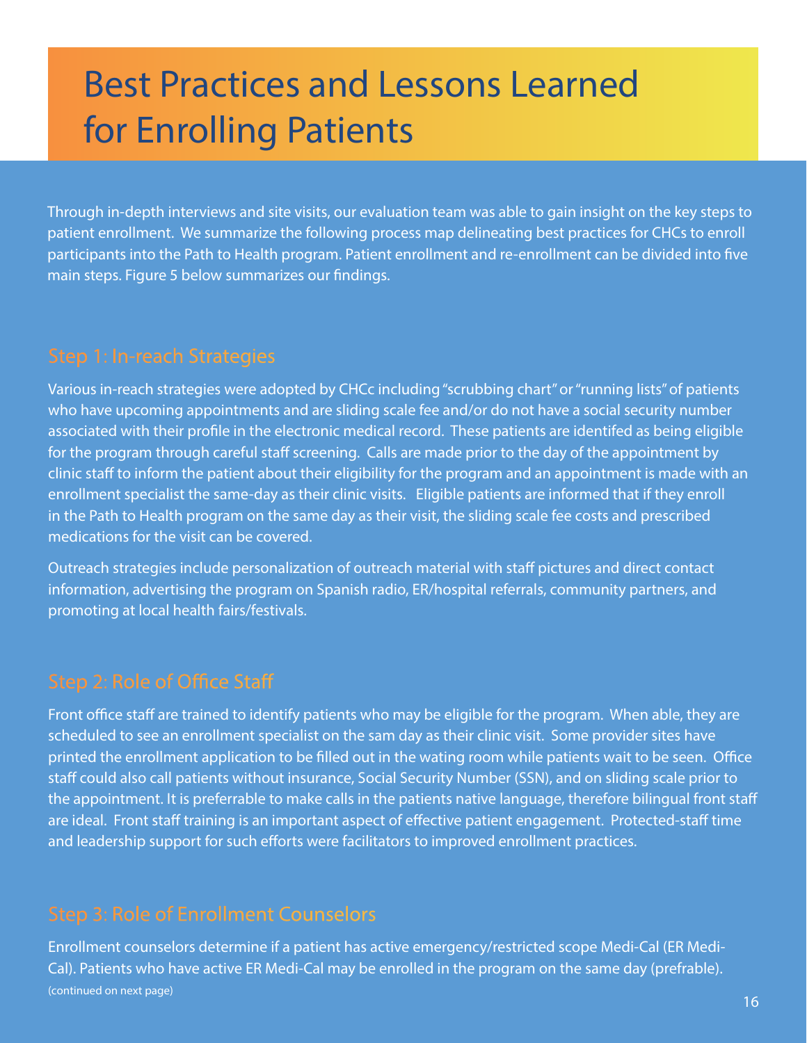# Best Practices and Lessons Learned for Enrolling Patients

Through in-depth interviews and site visits, our evaluation team was able to gain insight on the key steps to patient enrollment. We summarize the following process map delineating best practices for CHCs to enroll participants into the Path to Health program. Patient enrollment and re-enrollment can be divided into five main steps. Figure 5 below summarizes our findings.

## Step 1: In-reach Strategies

Various in-reach strategies were adopted by CHCc including "scrubbing chart" or "running lists" of patients who have upcoming appointments and are sliding scale fee and/or do not have a social security number associated with their profile in the electronic medical record. These patients are identifed as being eligible for the program through careful staff screening. Calls are made prior to the day of the appointment by clinic staff to inform the patient about their eligibility for the program and an appointment is made with an enrollment specialist the same-day as their clinic visits. Eligible patients are informed that if they enroll in the Path to Health program on the same day as their visit, the sliding scale fee costs and prescribed medications for the visit can be covered.

Outreach strategies include personalization of outreach material with staff pictures and direct contact information, advertising the program on Spanish radio, ER/hospital referrals, community partners, and promoting at local health fairs/festivals.

## Step 2: Role of Office Staff

Front office staff are trained to identify patients who may be eligible for the program. When able, they are scheduled to see an enrollment specialist on the sam day as their clinic visit. Some provider sites have printed the enrollment application to be filled out in the wating room while patients wait to be seen. Office staff could also call patients without insurance, Social Security Number (SSN), and on sliding scale prior to the appointment. It is preferrable to make calls in the patients native language, therefore bilingual front staff are ideal. Front staff training is an important aspect of effective patient engagement. Protected-staff time and leadership support for such efforts were facilitators to improved enrollment practices.

## Step 3: Role of Enrollment Counselors

Enrollment counselors determine if a patient has active emergency/restricted scope Medi-Cal (ER Medi-Cal). Patients who have active ER Medi-Cal may be enrolled in the program on the same day (prefrable).

(continued on next page)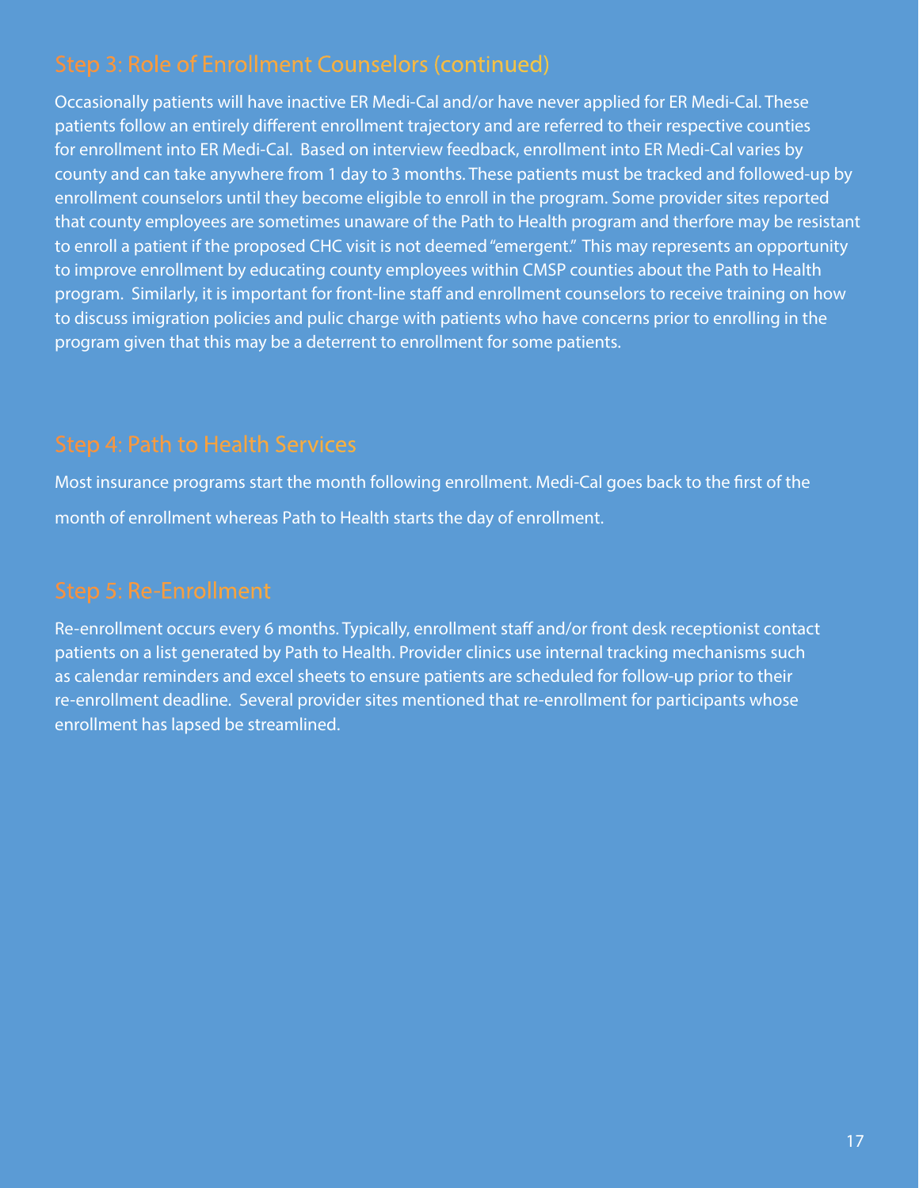## Step 3: Role of Enrollment Counselors (continued)

Occasionally patients will have inactive ER Medi-Cal and/or have never applied for ER Medi-Cal. These patients follow an entirely different enrollment trajectory and are referred to their respective counties for enrollment into ER Medi-Cal. Based on interview feedback, enrollment into ER Medi-Cal varies by county and can take anywhere from 1 day to 3 months. These patients must be tracked and followed-up by enrollment counselors until they become eligible to enroll in the program. Some provider sites reported that county employees are sometimes unaware of the Path to Health program and therfore may be resistant to enroll a patient if the proposed CHC visit is not deemed "emergent." This may represents an opportunity to improve enrollment by educating county employees within CMSP counties about the Path to Health program. Similarly, it is important for front-line staff and enrollment counselors to receive training on how to discuss imigration policies and pulic charge with patients who have concerns prior to enrolling in the program given that this may be a deterrent to enrollment for some patients.

## Step 4: Path to Health Services

Most insurance programs start the month following enrollment. Medi-Cal goes back to the first of the month of enrollment whereas Path to Health starts the day of enrollment.

## Step 5: Re-Enrollment

Re-enrollment occurs every 6 months. Typically, enrollment staff and/or front desk receptionist contact patients on a list generated by Path to Health. Provider clinics use internal tracking mechanisms such as calendar reminders and excel sheets to ensure patients are scheduled for follow-up prior to their re-enrollment deadline. Several provider sites mentioned that re-enrollment for participants whose enrollment has lapsed be streamlined.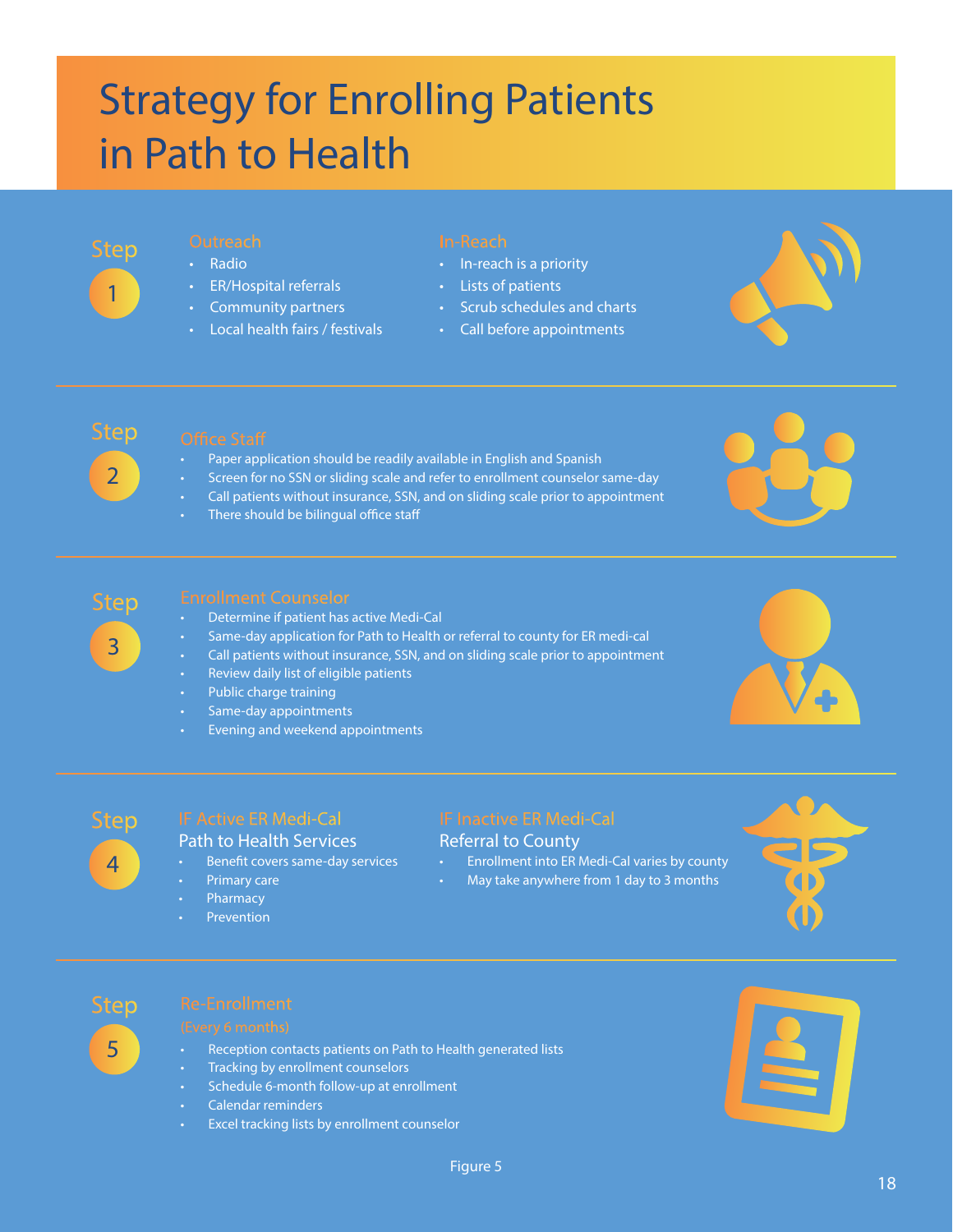# Strategy for Enrolling Patients in Path to Health

## Step 1

### Outreach

- Radio
- ER/Hospital referrals
- Community partners
- Local health fairs / festivals

### In-Reach

- In-reach is a priority
- Lists of patients
- Scrub schedules and charts
- Call before appointments

## Step 2

### Office Staff

- Paper application should be readily available in English and Spanish
- Screen for no SSN or sliding scale and refer to enrollment counselor same-day
- Call patients without insurance, SSN, and on sliding scale prior to appointment
- There should be bilingual office staff

## Step 3

### Enrollment Counselor

- Determine if patient has active Medi-Cal
- Same-day application for Path to Health or referral to county for ER medi-cal
- Call patients without insurance, SSN, and on sliding scale prior to appointment
- Review daily list of eligible patients
- Public charge training
- Same-day appointments
- Evening and weekend appointments

## Step 4

### IF Active ER Medi-Cal

**Path to Health Services**

- Benefit covers same-day services
- Primary care
- Pharmacy
- Prevention

### IF Inactive ER Medi-Cal

**Referral to County**

- Enrollment into ER Medi-Cal varies by county
- May take anywhere from 1 day to 3 months

## Step 5

### Re-Enrollment

(Every 6 months)

- Reception contacts patients on Path to Health generated lists
- Tracking by enrollment counselors
- Schedule 6-month follow-up at enrollment
- Calendar reminders
- Excel tracking lists by enrollment counselor

Figure 5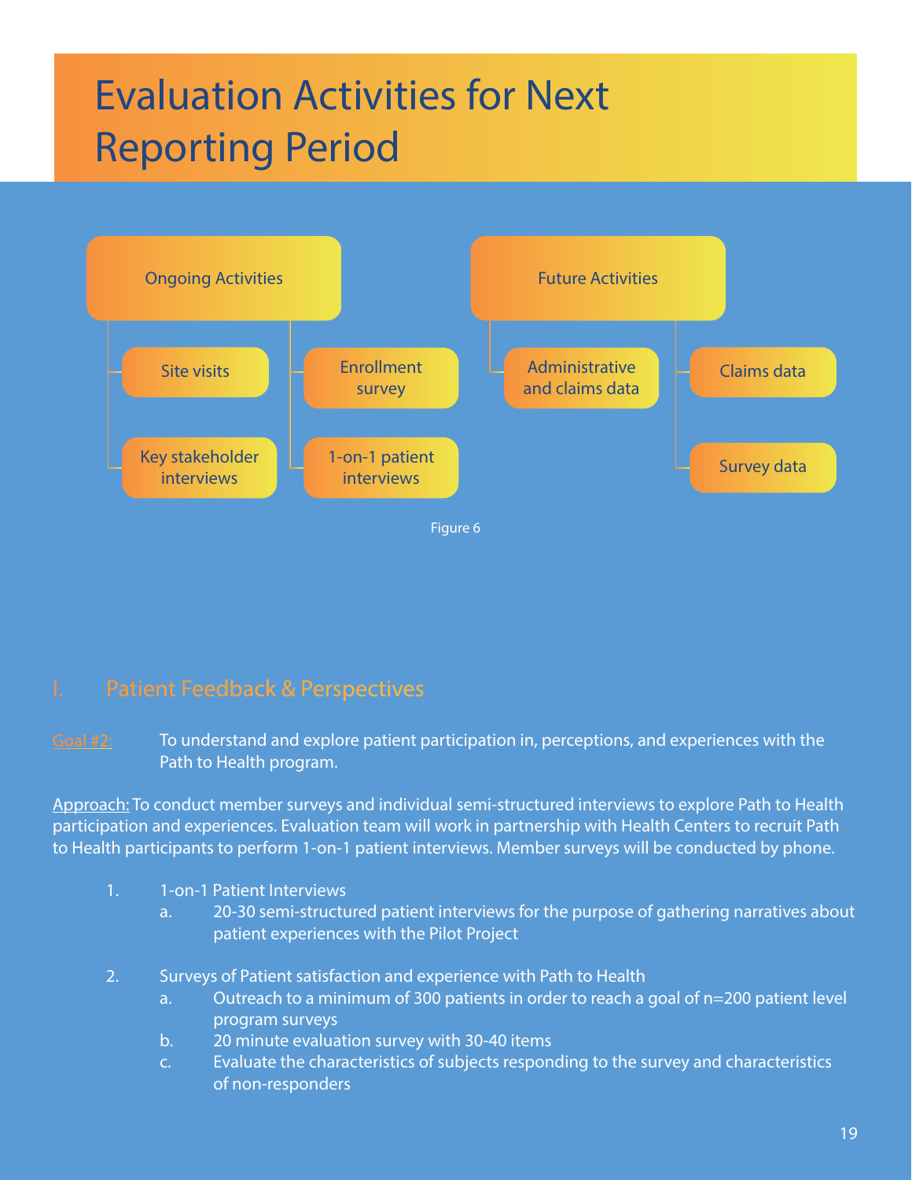# Evaluation Activities for Next Reporting Period

- Ongoing Activities
  - Site visits
  - Key stakeholder interviews
  - Enrollment survey
  - 1-on-1 patient interviews
- Future Activities
  - Administrative and claims data
  - Claims data
  - Survey data

Figure 6

## I. Patient Feedback & Perspectives

Goal #2: To understand and explore patient participation in, perceptions, and experiences with the Path to Health program.

Approach: To conduct member surveys and individual semi-structured interviews to explore Path to Health participation and experiences. Evaluation team will work in partnership with Health Centers to recruit Path to Health participants to perform 1-on-1 patient interviews. Member surveys will be conducted by phone.

1. 1-on-1 Patient Interviews
   a. 20-30 semi-structured patient interviews for the purpose of gathering narratives about patient experiences with the Pilot Project

2. Surveys of Patient satisfaction and experience with Path to Health
   a. Outreach to a minimum of 300 patients in order to reach a goal of n=200 patient level program surveys
   b. 20 minute evaluation survey with 30-40 items
   c. Evaluate the characteristics of subjects responding to the survey and characteristics of non-responders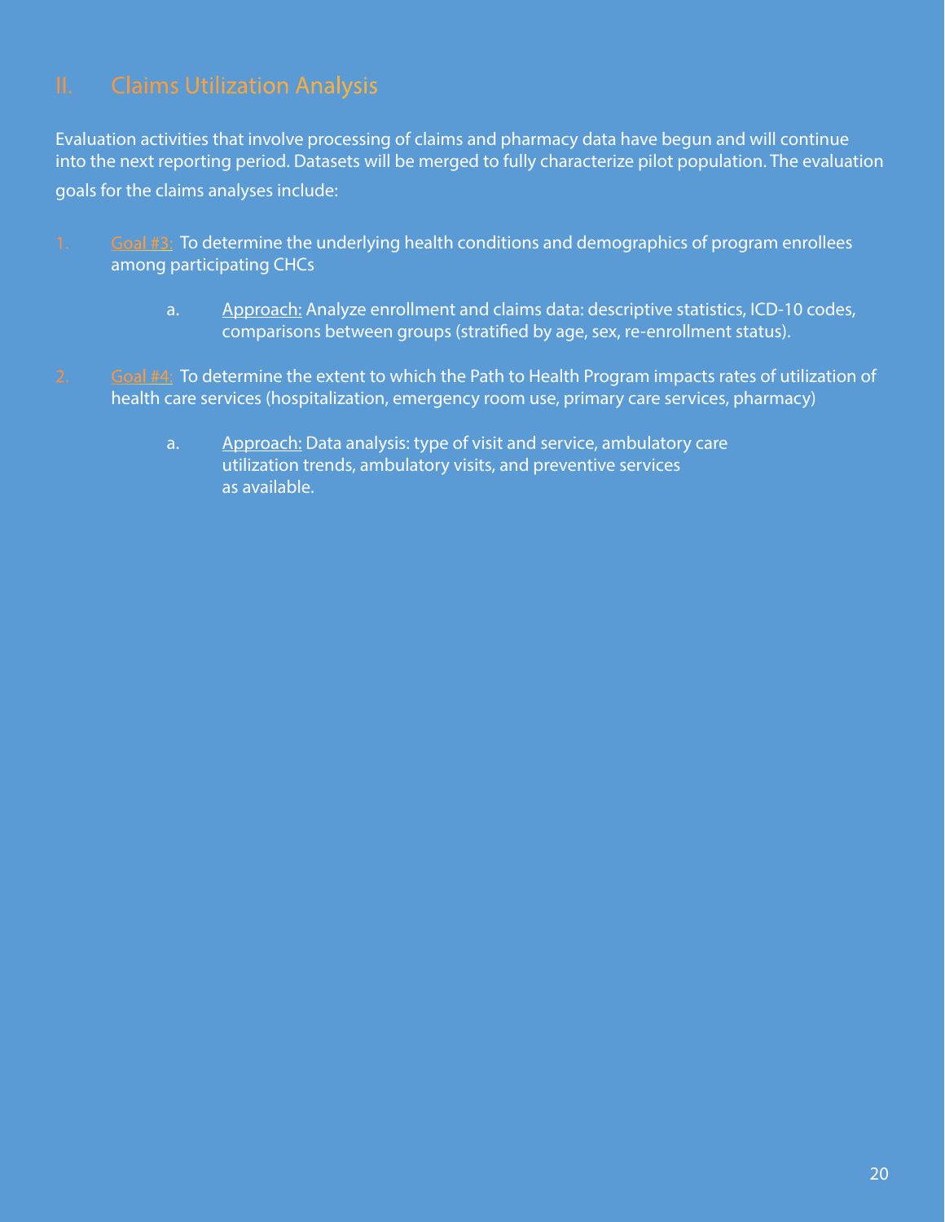## II. Claims Utilization Analysis

Evaluation activities that involve processing of claims and pharmacy data have begun and will continue into the next reporting period. Datasets will be merged to fully characterize pilot population. The evaluation goals for the claims analyses include:

1. Goal #3: To determine the underlying health conditions and demographics of program enrollees among participating CHCs

    a. Approach: Analyze enrollment and claims data: descriptive statistics, ICD-10 codes, comparisons between groups (stratified by age, sex, re-enrollment status).

2. Goal #4: To determine the extent to which the Path to Health Program impacts rates of utilization of health care services (hospitalization, emergency room use, primary care services, pharmacy)

    a. Approach: Data analysis: type of visit and service, ambulatory care utilization trends, ambulatory visits, and preventive services as available.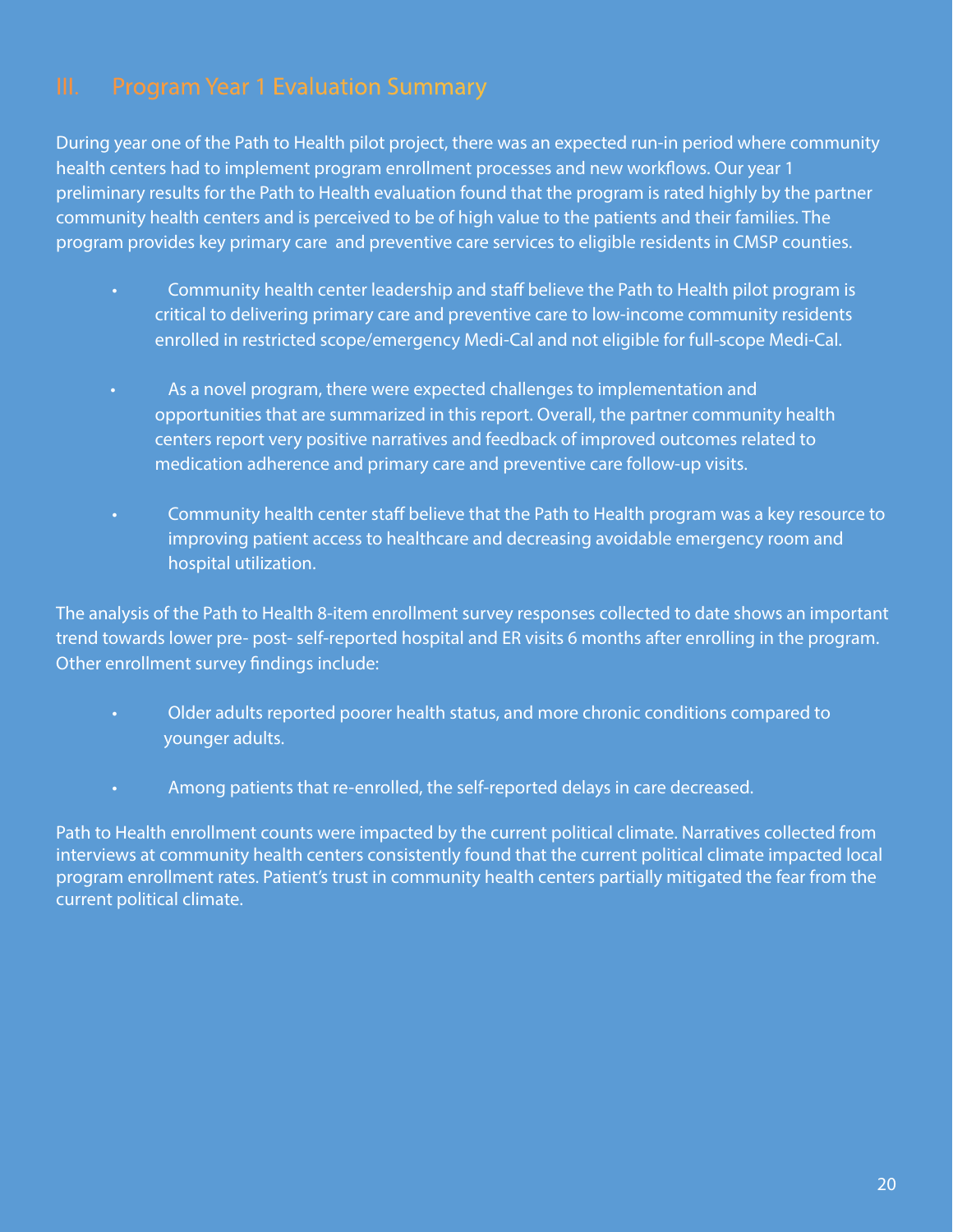## III. Program Year 1 Evaluation Summary

During year one of the Path to Health pilot project, there was an expected run-in period where community health centers had to implement program enrollment processes and new workflows. Our year 1 preliminary results for the Path to Health evaluation found that the program is rated highly by the partner community health centers and is perceived to be of high value to the patients and their families. The program provides key primary care and preventive care services to eligible residents in CMSP counties.

- Community health center leadership and staff believe the Path to Health pilot program is critical to delivering primary care and preventive care to low-income community residents enrolled in restricted scope/emergency Medi-Cal and not eligible for full-scope Medi-Cal.
- As a novel program, there were expected challenges to implementation and opportunities that are summarized in this report. Overall, the partner community health centers report very positive narratives and feedback of improved outcomes related to medication adherence and primary care and preventive care follow-up visits.
- Community health center staff believe that the Path to Health program was a key resource to improving patient access to healthcare and decreasing avoidable emergency room and hospital utilization.

The analysis of the Path to Health 8-item enrollment survey responses collected to date shows an important trend towards lower pre- post- self-reported hospital and ER visits 6 months after enrolling in the program. Other enrollment survey findings include:

- Older adults reported poorer health status, and more chronic conditions compared to younger adults.
- Among patients that re-enrolled, the self-reported delays in care decreased.

Path to Health enrollment counts were impacted by the current political climate. Narratives collected from interviews at community health centers consistently found that the current political climate impacted local program enrollment rates. Patient's trust in community health centers partially mitigated the fear from the current political climate.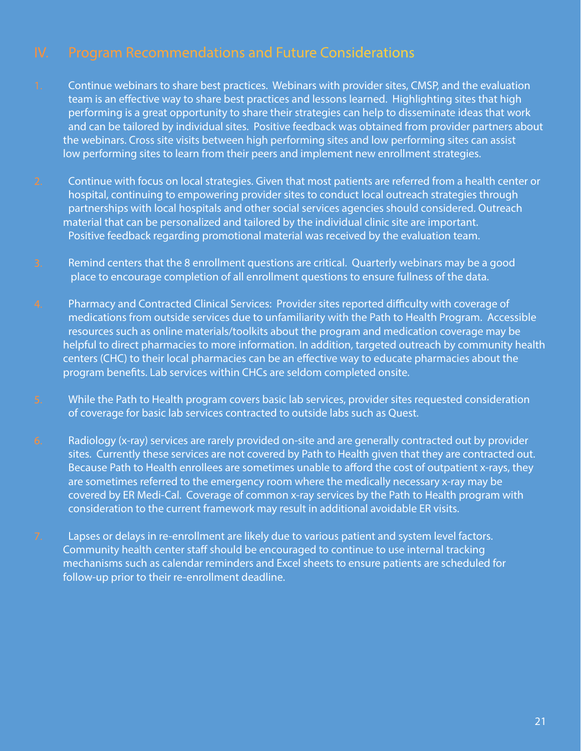## IV. Program Recommendations and Future Considerations

1. Continue webinars to share best practices. Webinars with provider sites, CMSP, and the evaluation team is an effective way to share best practices and lessons learned. Highlighting sites that high performing is a great opportunity to share their strategies can help to disseminate ideas that work and can be tailored by individual sites. Positive feedback was obtained from provider partners about the webinars. Cross site visits between high performing sites and low performing sites can assist low performing sites to learn from their peers and implement new enrollment strategies.

2. Continue with focus on local strategies. Given that most patients are referred from a health center or hospital, continuing to empowering provider sites to conduct local outreach strategies through partnerships with local hospitals and other social services agencies should considered. Outreach material that can be personalized and tailored by the individual clinic site are important. Positive feedback regarding promotional material was received by the evaluation team.

3. Remind centers that the 8 enrollment questions are critical. Quarterly webinars may be a good place to encourage completion of all enrollment questions to ensure fullness of the data.

4. Pharmacy and Contracted Clinical Services: Provider sites reported difficulty with coverage of medications from outside services due to unfamiliarity with the Path to Health Program. Accessible resources such as online materials/toolkits about the program and medication coverage may be helpful to direct pharmacies to more information. In addition, targeted outreach by community health centers (CHC) to their local pharmacies can be an effective way to educate pharmacies about the program benefits. Lab services within CHCs are seldom completed onsite.

5. While the Path to Health program covers basic lab services, provider sites requested consideration of coverage for basic lab services contracted to outside labs such as Quest.

6. Radiology (x-ray) services are rarely provided on-site and are generally contracted out by provider sites. Currently these services are not covered by Path to Health given that they are contracted out. Because Path to Health enrollees are sometimes unable to afford the cost of outpatient x-rays, they are sometimes referred to the emergency room where the medically necessary x-ray may be covered by ER Medi-Cal. Coverage of common x-ray services by the Path to Health program with consideration to the current framework may result in additional avoidable ER visits.

7. Lapses or delays in re-enrollment are likely due to various patient and system level factors. Community health center staff should be encouraged to continue to use internal tracking mechanisms such as calendar reminders and Excel sheets to ensure patients are scheduled for follow-up prior to their re-enrollment deadline.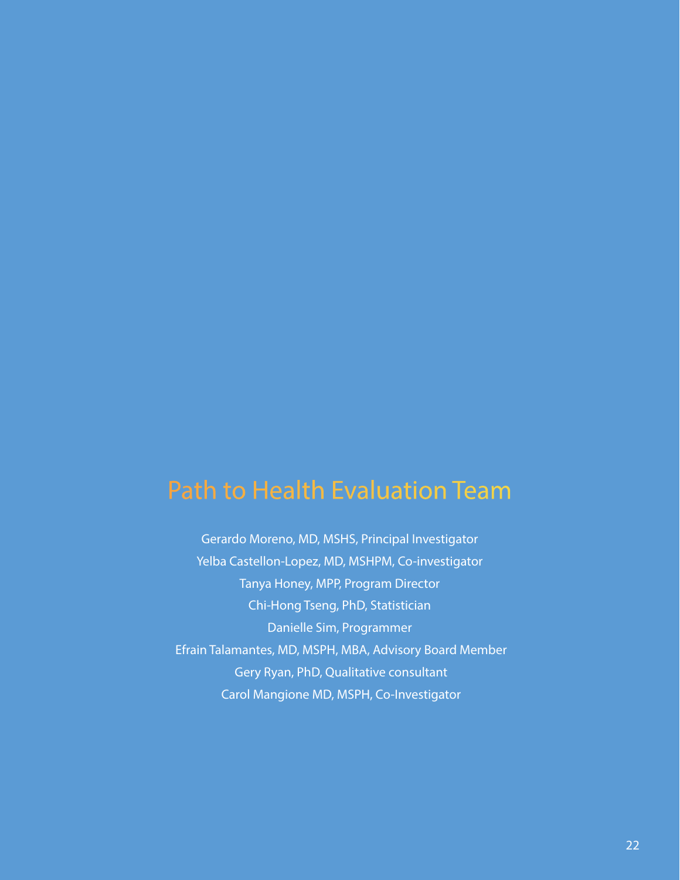# Path to Health Evaluation Team

Gerardo Moreno, MD, MSHS, Principal Investigator
Yelba Castellon-Lopez, MD, MSHPM, Co-investigator
Tanya Honey, MPP, Program Director
Chi-Hong Tseng, PhD, Statistician
Danielle Sim, Programmer
Efrain Talamantes, MD, MSPH, MBA, Advisory Board Member
Gery Ryan, PhD, Qualitative consultant
Carol Mangione MD, MSPH, Co-Investigator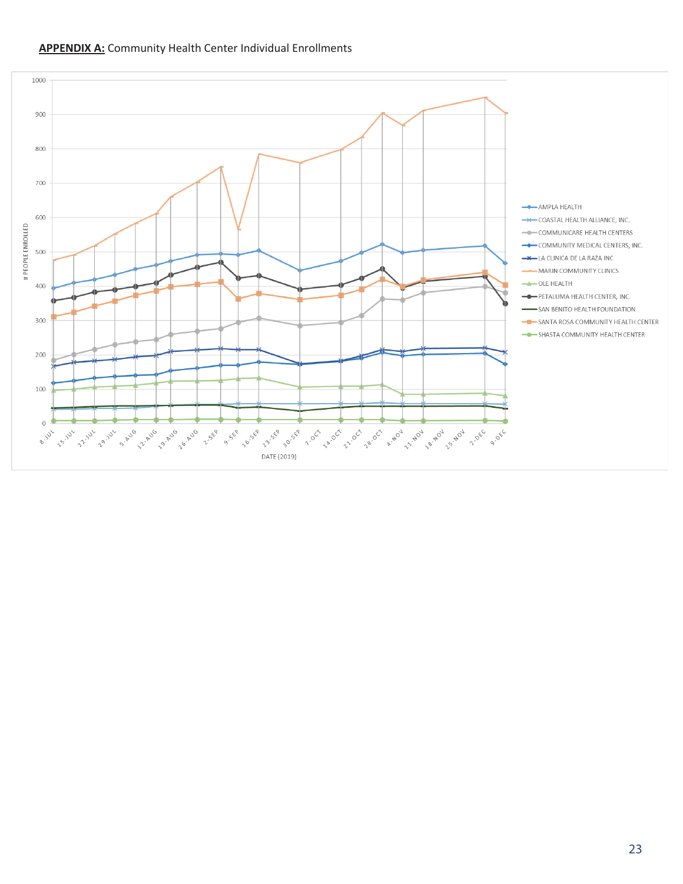**APPENDIX A:** Community Health Center Individual Enrollments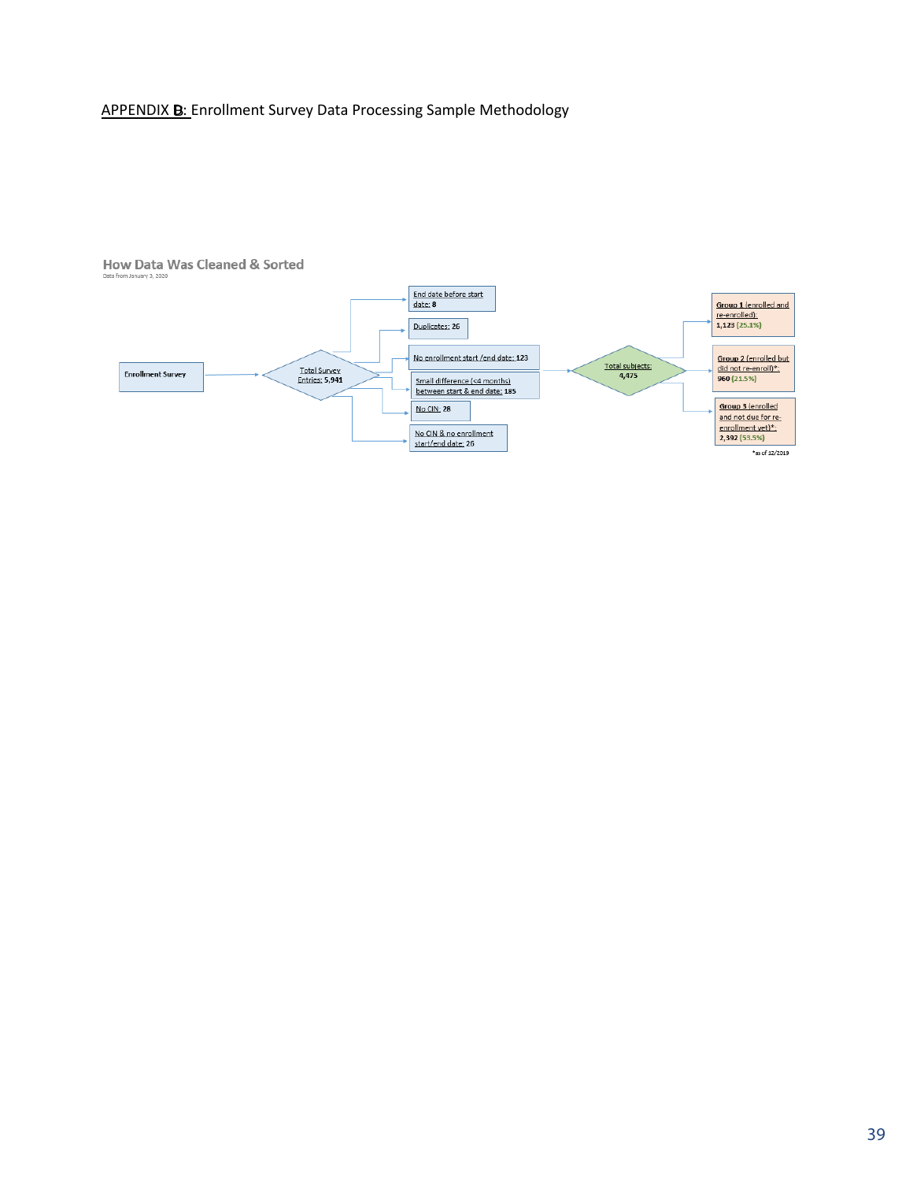APPENDIX B: Enrollment Survey Data Processing Sample Methodology

How Data Was Cleaned & Sorted

Data from January 3, 2020

Enrollment Survey

Total Survey Entries: 5,941

End date before start date: 8

Duplicates: 26

No enrollment start /end date: 123

Small difference (<4 months) between start & end date: 185

No CIN: 28

No CIN & no enrollment start/end date: 26

Total subjects: 4,475

Group 1 (enrolled and re-enrolled): 1,123 (25.1%)

Group 2 (enrolled but did not re-enroll)*: 960 (21.5%)

Group 3 (enrolled and not due for re-enrollment yet)*: 2,392 (53.5%)

*as of 12/2019